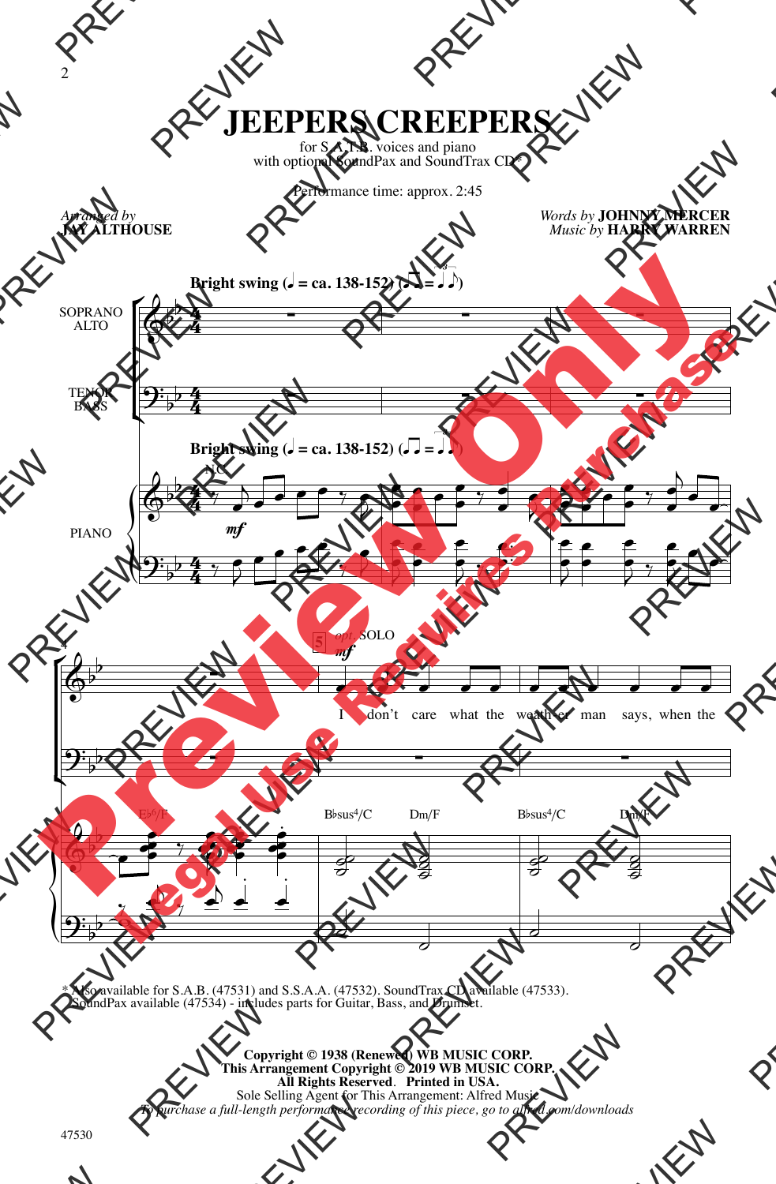# JEEPERS CREEPERS

for S.A.T.B. voices and piano
with optional SoundPax and SoundTrax CD*

Performance time: approx. 2:45

*Arranged by*
**JAY ALTHOUSE**

*Words by* **JOHNNY MERCER**
*Music by* **HARRY WARREN**

**Bright swing (♩ = ca. 138-152)**

SOPRANO
ALTO

TENOR
BASS

PIANO

N.C.

*mf*

5 *opt.* SOLO *mf*

I don't care what the weath-er man says, when the

E♭6/F B♭sus4/C Dm/F B♭sus4/C Dm/F

\* Also available for S.A.B. (47531) and S.S.A.A. (47532). SoundTrax CD available (47533).
SoundPax available (47534) - includes parts for Guitar, Bass, and Drumset.

**Copyright © 1938 (Renewed) WB MUSIC CORP.**
**This Arrangement Copyright © 2019 WB MUSIC CORP.**
**All Rights Reserved. Printed in USA.**
Sole Selling Agent for This Arrangement: Alfred Music
*To purchase a full-length performance recording of this piece, go to alfred.com/downloads*

47530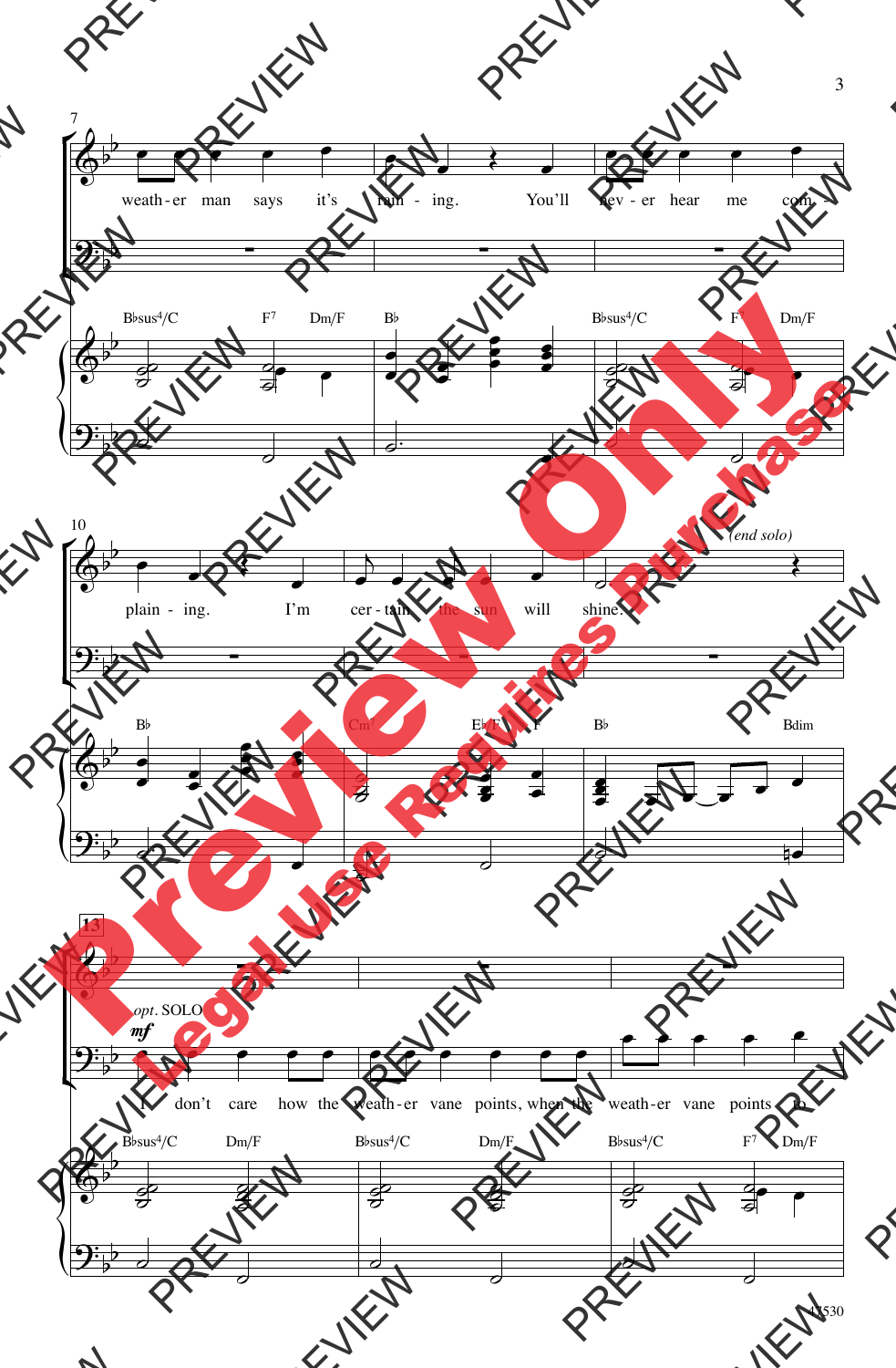7

weath - er man says it's rain - ing. You'll nev - er hear me com -

B♭sus4/C F7 Dm/F B♭ B♭sus4/C F7 Dm/F

10

plain - ing. I'm cer - tain the sun will shine.

*(end solo)*

B♭ Cm7 E♭/F F B♭ Bdim

13

*opt.* SOLO

**mf**

I don't care how the weath - er vane points, when the weath - er vane points to

B♭sus4/C Dm/F B♭sus4/C Dm/F B♭sus4/C F7 Dm/F

47530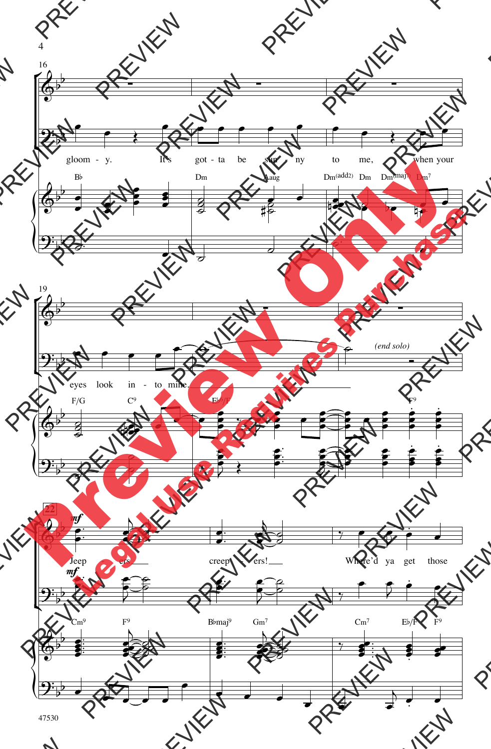gloom - y. It's got - ta be sun - ny to me, when your

eyes look in - to mine. *(end solo)*

Jeep - ers creep - ers! Where'd ya get those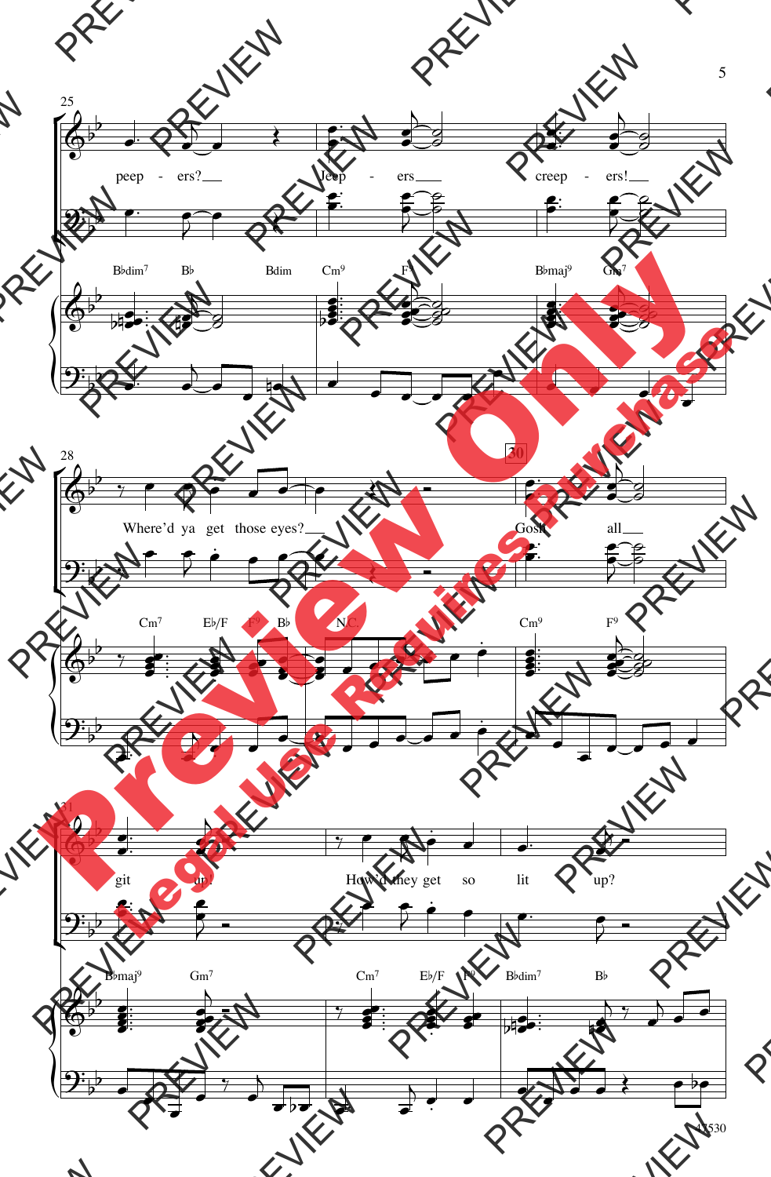peep - ers? Jeep - ers creep - ers!

Where'd ya get those eyes? Gosh all

git up! How'd they get so lit up?

Preview Only

Legal Use Requires Purchase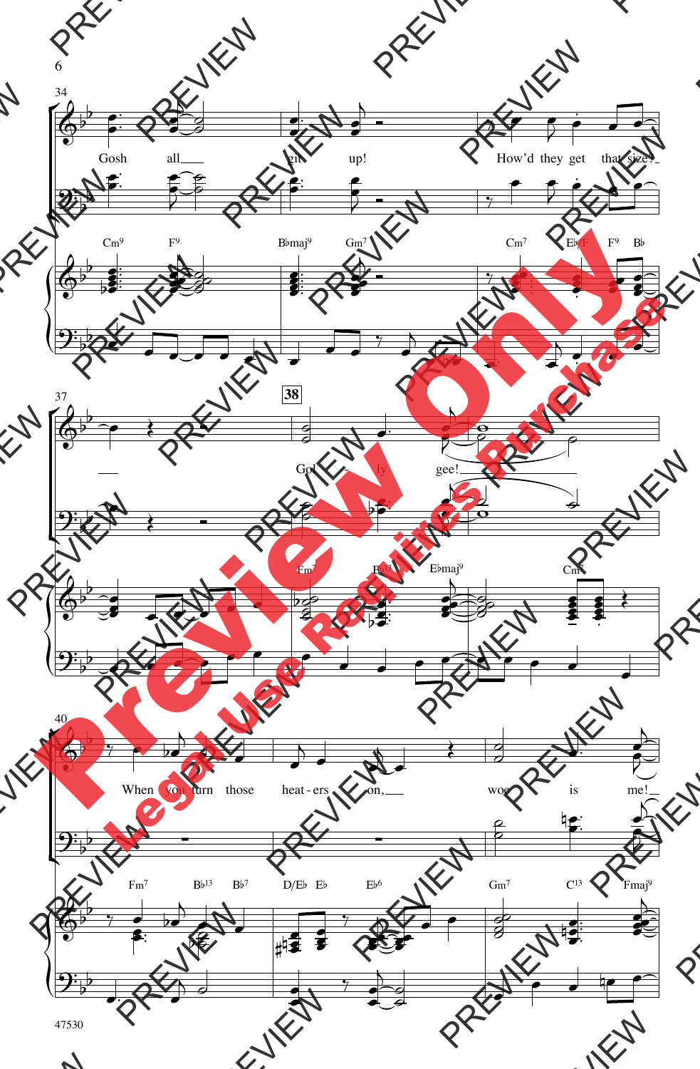34

Gosh all___ git___ up! How'd they get that size?___

Cm9 F9 B♭maj9 Gm7 Cm7 E♭/F F9 B♭

37

**38**

___ Gol - ly gee!___

Fm7 B♭13 E♭maj9 Cm7

40

When you turn those heat - ers on,___ woe is me!___

Fm7 B♭13 B♭7 D/E♭ E♭ E♭6 Gm7 C13 Fmaj9

47530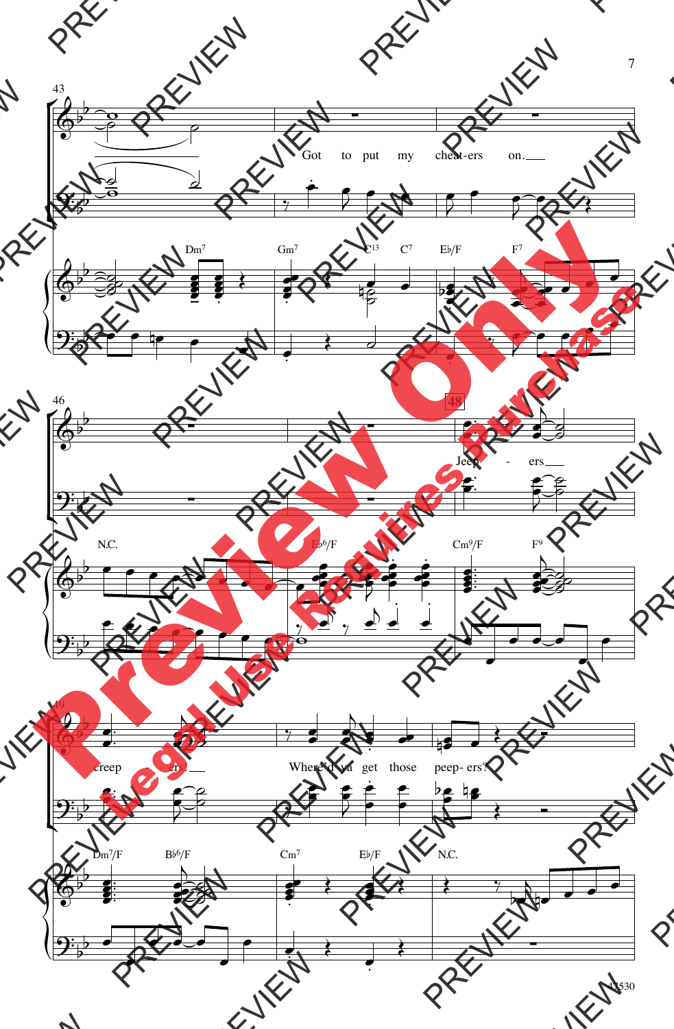43

Got to put my cheat-ers on.

Dm7 Gm7 C13 C7 E♭/F F7

46

48

Jeep - ers

N.C. E♭6/F Cm9/F F9

49

creep - ers!

Where'd ya get those peep- ers?

Dm7/F B♭6/F Cm7 E♭/F N.C.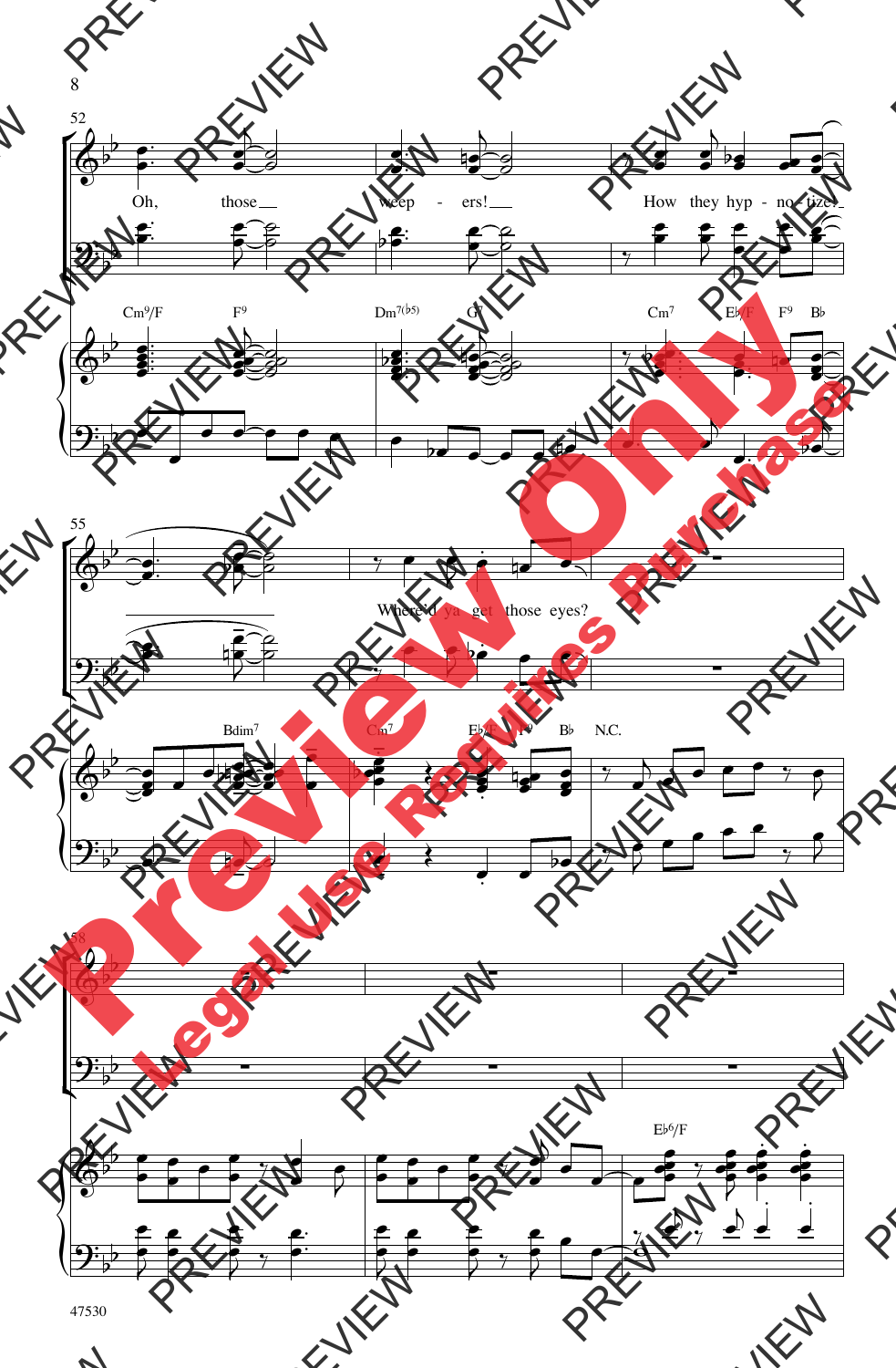Oh, those weep - ers! How they hyp - no - tize

Cm9/F F9 Dm7(♭5) G7 Cm7 E♭/F F9 B♭

Where'd ya get those eyes?

Bdim7 Cm7 E♭/F F9 B♭ N.C.

E♭6/F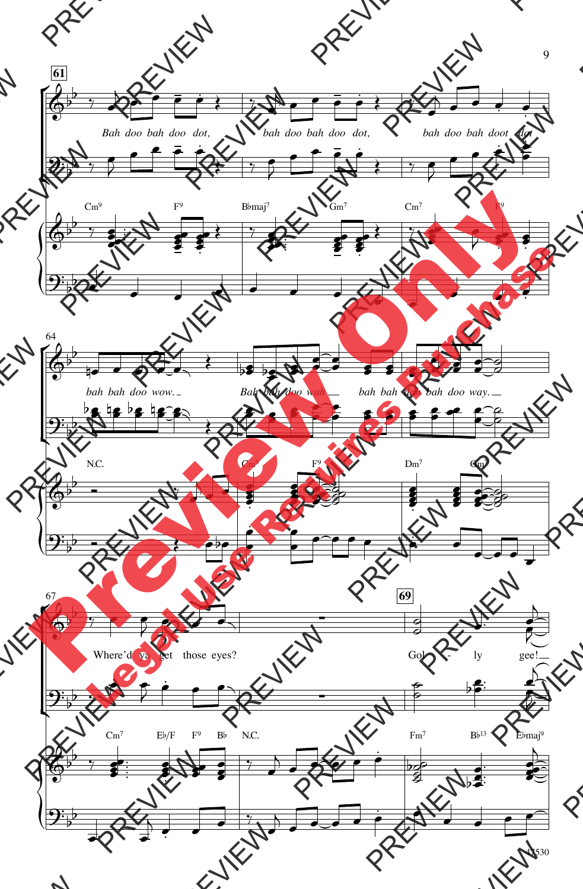61

*Bah doo bah doo dot, bah doo bah doo dot, bah doo bah doot dot*

Cm9 F9 B♭maj7 Gm7 Cm7 F9

64

*bah bah doo wow. Bah bah doo wah bah bah doo bah doo way.*

N.C. Cm7 F9 Dm7 Gm7

67

*Where'd ya get those eyes?*

69

*Gol - ly gee!*

Cm7 E♭/F F9 B♭ N.C. Fm7 B♭13 E♭maj9

47530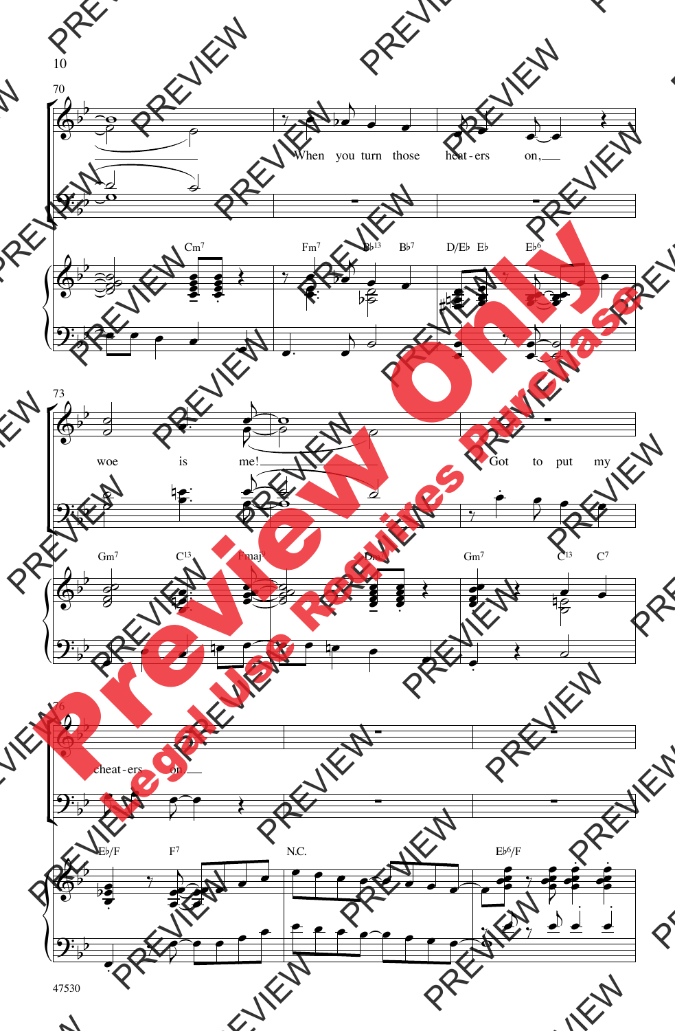When you turn those heat-ers on, woe is me! Got to put my cheat-ers on.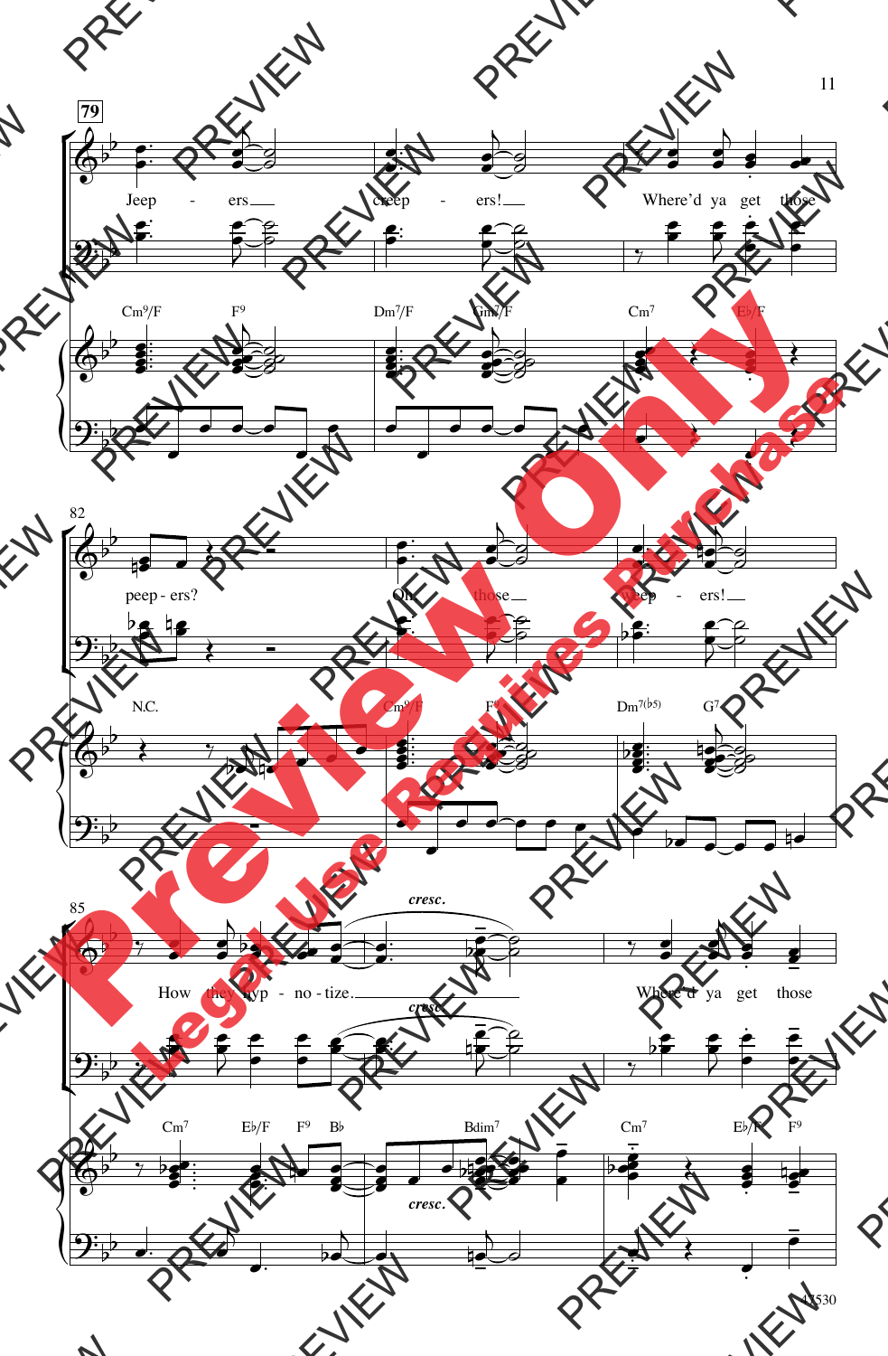79

Jeep - ers creep - ers! Where'd ya get those

Cm9/F F9 Dm7/F Gm7/F Cm7 E♭/F

82

peep - ers? Oh, those weep - ers!

N.C. Cm9/F F9 Dm7(♭5) G7

85

*cresc.*

How they hyp - no - tize. Where'd ya get those

*cresc.*

Cm7 E♭/F F9 B♭ Bdim7 Cm7 E♭/F F9

*cresc.*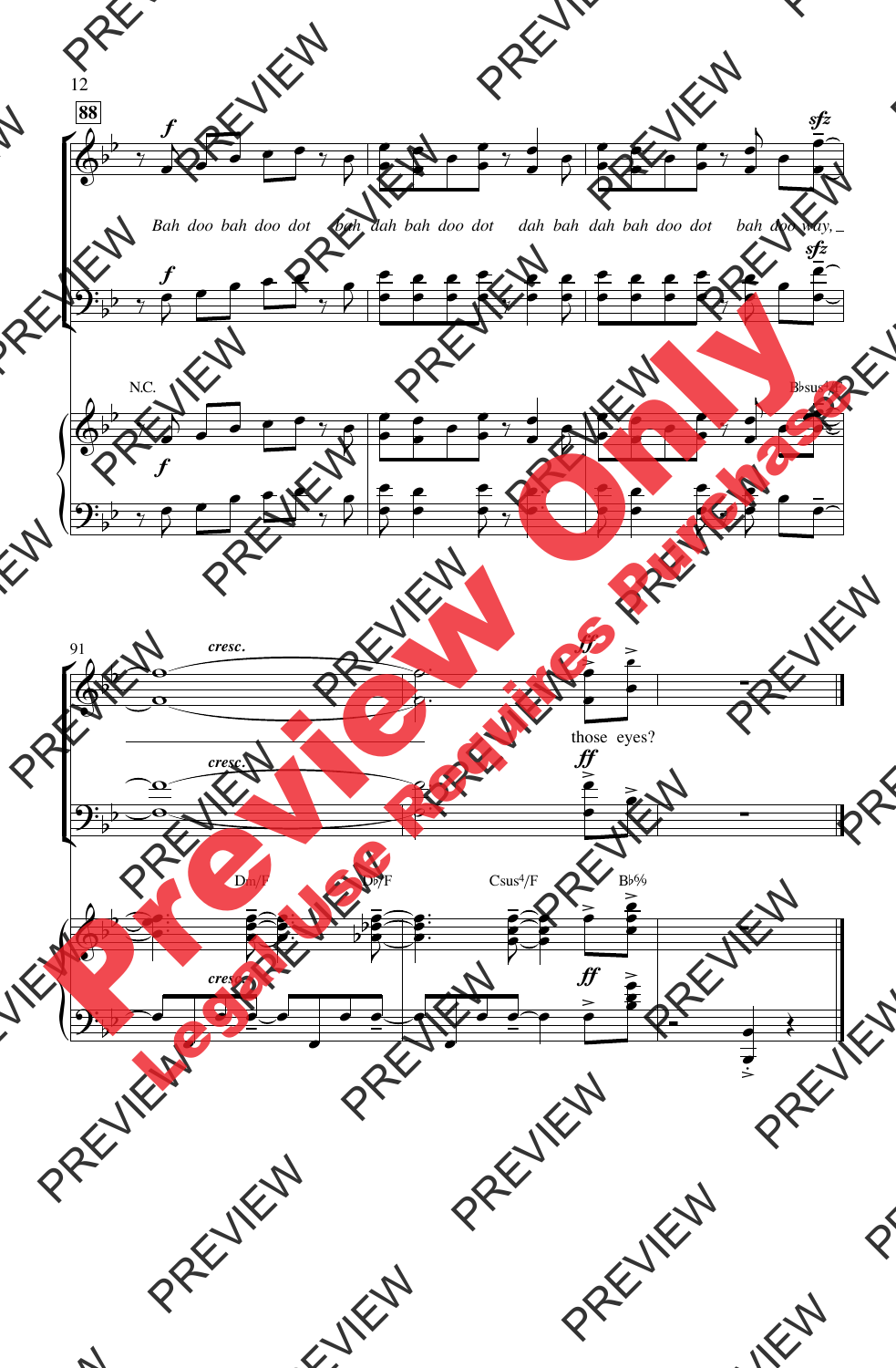88

Bah doo bah doo dot bah dah bah doo dot dah bah dah bah doo dot bah doo way,

N.C. B♭sus4

91

those eyes?

Dm/F B♭/F Csus4/F B♭6/9

Preview Only

Legal Use Requires Purchase